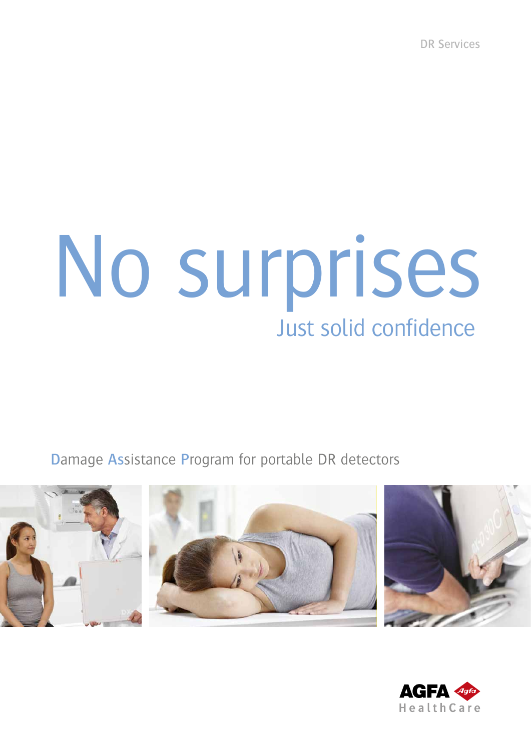DR Services

# No surprises

## Just solid confidence

Damage Assistance Program for portable DR detectors

AGFA HealthCare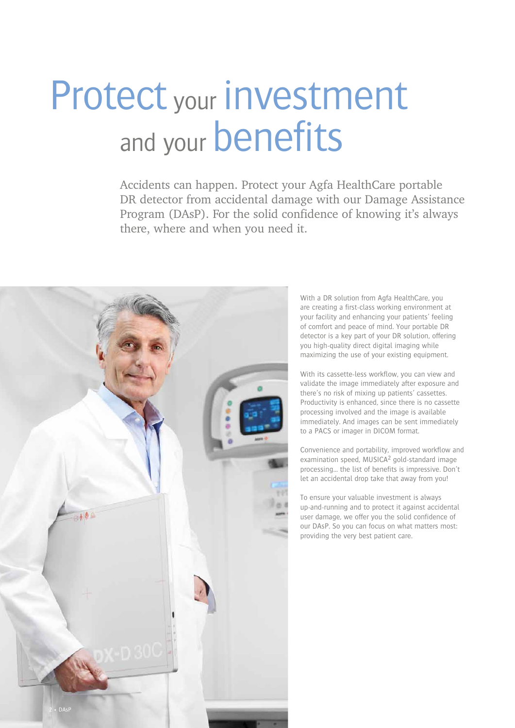# Protect your investment and your benefits

Accidents can happen. Protect your Agfa HealthCare portable DR detector from accidental damage with our Damage Assistance Program (DAsP). For the solid confidence of knowing it's always there, where and when you need it.

With a DR solution from Agfa HealthCare, you are creating a first-class working environment at your facility and enhancing your patients' feeling of comfort and peace of mind. Your portable DR detector is a key part of your DR solution, offering you high-quality direct digital imaging while maximizing the use of your existing equipment.

With its cassette-less workflow, you can view and validate the image immediately after exposure and there's no risk of mixing up patients' cassettes. Productivity is enhanced, since there is no cassette processing involved and the image is available immediately. And images can be sent immediately to a PACS or imager in DICOM format.

Convenience and portability, improved workflow and examination speed, MUSICA² gold-standard image processing… the list of benefits is impressive. Don't let an accidental drop take that away from you!

To ensure your valuable investment is always up-and-running and to protect it against accidental user damage, we offer you the solid confidence of our DAsP. So you can focus on what matters most: providing the very best patient care.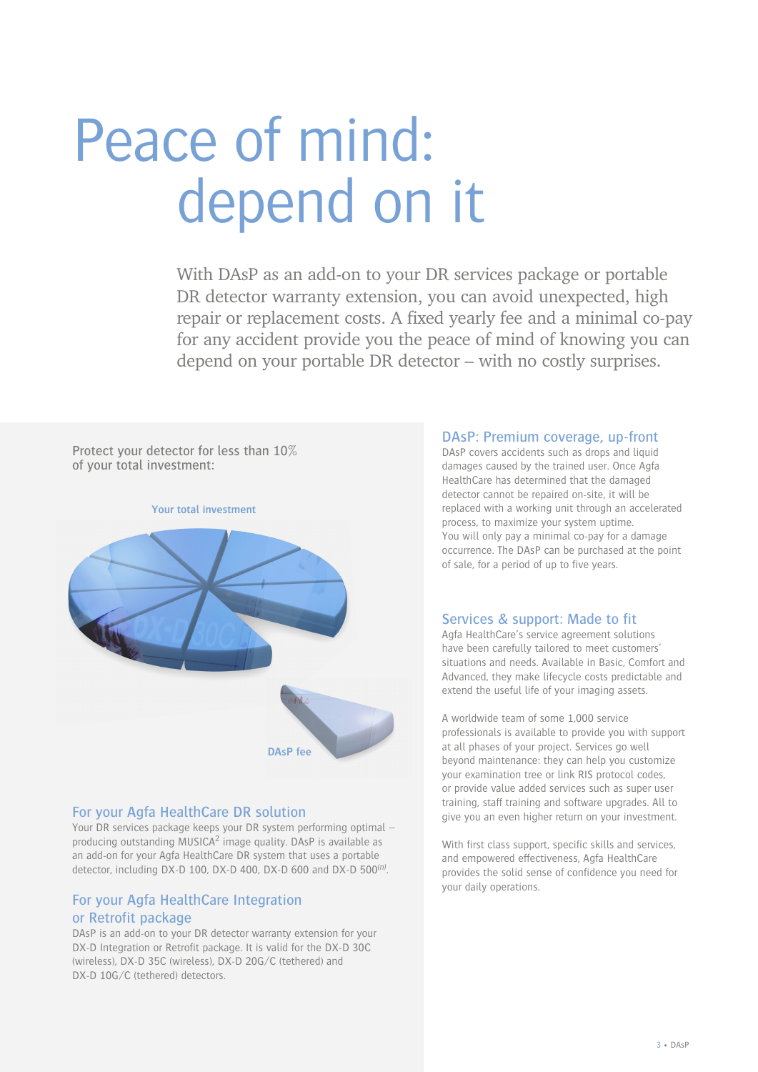# Peace of mind: depend on it

With DAsP as an add-on to your DR services package or portable DR detector warranty extension, you can avoid unexpected, high repair or replacement costs. A fixed yearly fee and a minimal co-pay for any accident provide you the peace of mind of knowing you can depend on your portable DR detector – with no costly surprises.

Protect your detector for less than 10% of your total investment:

Your total investment

DAsP fee

## For your Agfa HealthCare DR solution

Your DR services package keeps your DR system performing optimal – producing outstanding MUSICA[2] image quality. DAsP is available as an add-on for your Agfa HealthCare DR system that uses a portable detector, including DX-D 100, DX-D 400, DX-D 600 and DX-D 500[(n)].

## For your Agfa HealthCare Integration or Retrofit package

DAsP is an add-on to your DR detector warranty extension for your DX-D Integration or Retrofit package. It is valid for the DX-D 30C (wireless), DX-D 35C (wireless), DX-D 20G/C (tethered) and DX-D 10G/C (tethered) detectors.

## DAsP: Premium coverage, up-front

DAsP covers accidents such as drops and liquid damages caused by the trained user. Once Agfa HealthCare has determined that the damaged detector cannot be repaired on-site, it will be replaced with a working unit through an accelerated process, to maximize your system uptime.
You will only pay a minimal co-pay for a damage occurrence. The DAsP can be purchased at the point of sale, for a period of up to five years.

## Services & support: Made to fit

Agfa HealthCare's service agreement solutions have been carefully tailored to meet customers' situations and needs. Available in Basic, Comfort and Advanced, they make lifecycle costs predictable and extend the useful life of your imaging assets.

A worldwide team of some 1,000 service professionals is available to provide you with support at all phases of your project. Services go well beyond maintenance: they can help you customize your examination tree or link RIS protocol codes, or provide value added services such as super user training, staff training and software upgrades. All to give you an even higher return on your investment.

With first class support, specific skills and services, and empowered effectiveness, Agfa HealthCare provides the solid sense of confidence you need for your daily operations.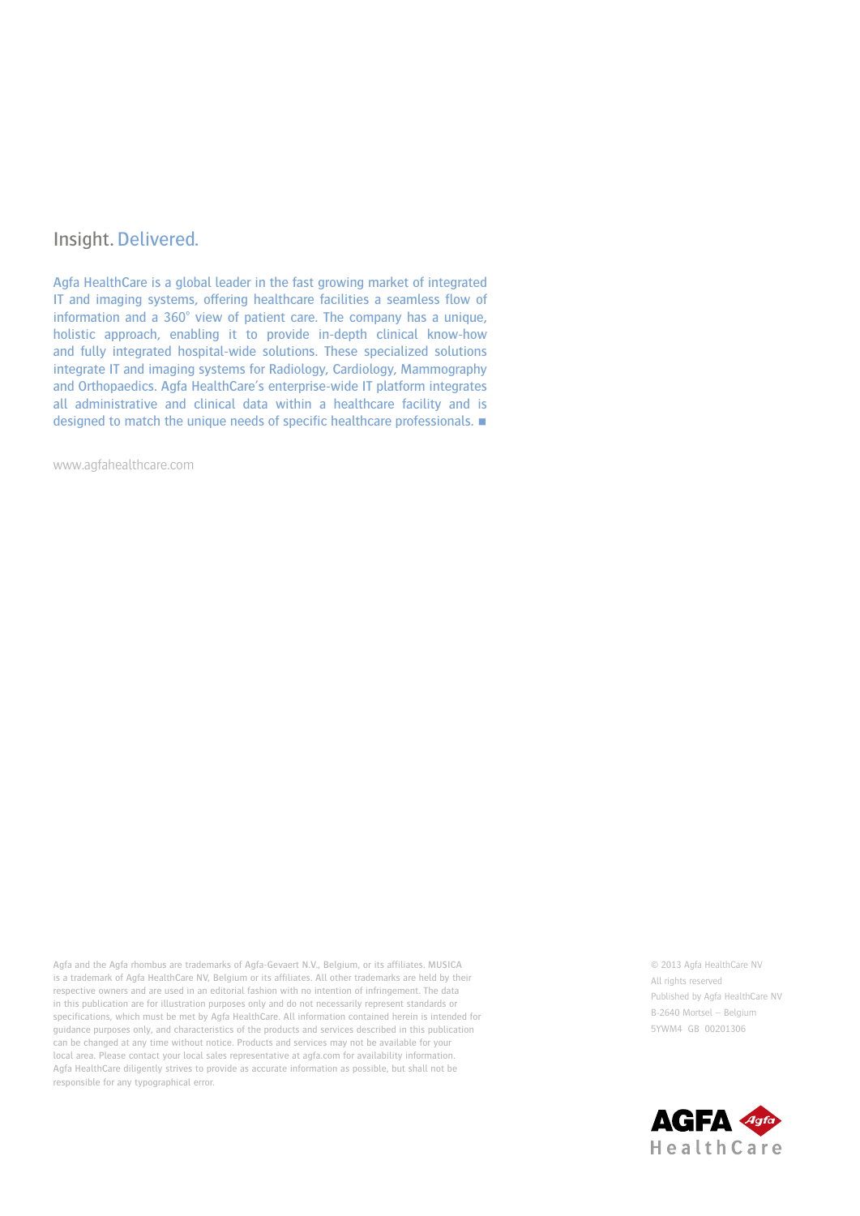## Insight. Delivered.

Agfa HealthCare is a global leader in the fast growing market of integrated IT and imaging systems, offering healthcare facilities a seamless flow of information and a 360° view of patient care. The company has a unique, holistic approach, enabling it to provide in-depth clinical know-how and fully integrated hospital-wide solutions. These specialized solutions integrate IT and imaging systems for Radiology, Cardiology, Mammography and Orthopaedics. Agfa HealthCare's enterprise-wide IT platform integrates all administrative and clinical data within a healthcare facility and is designed to match the unique needs of specific healthcare professionals. ■

www.agfahealthcare.com

Agfa and the Agfa rhombus are trademarks of Agfa-Gevaert N.V., Belgium, or its affiliates. MUSICA is a trademark of Agfa HealthCare NV, Belgium or its affiliates. All other trademarks are held by their respective owners and are used in an editorial fashion with no intention of infringement. The data in this publication are for illustration purposes only and do not necessarily represent standards or specifications, which must be met by Agfa HealthCare. All information contained herein is intended for guidance purposes only, and characteristics of the products and services described in this publication can be changed at any time without notice. Products and services may not be available for your local area. Please contact your local sales representative at agfa.com for availability information. Agfa HealthCare diligently strives to provide as accurate information as possible, but shall not be responsible for any typographical error.

© 2013 Agfa HealthCare NV
All rights reserved
Published by Agfa HealthCare NV
B-2640 Mortsel – Belgium
5YWM4 GB 00201306

AGFA HealthCare